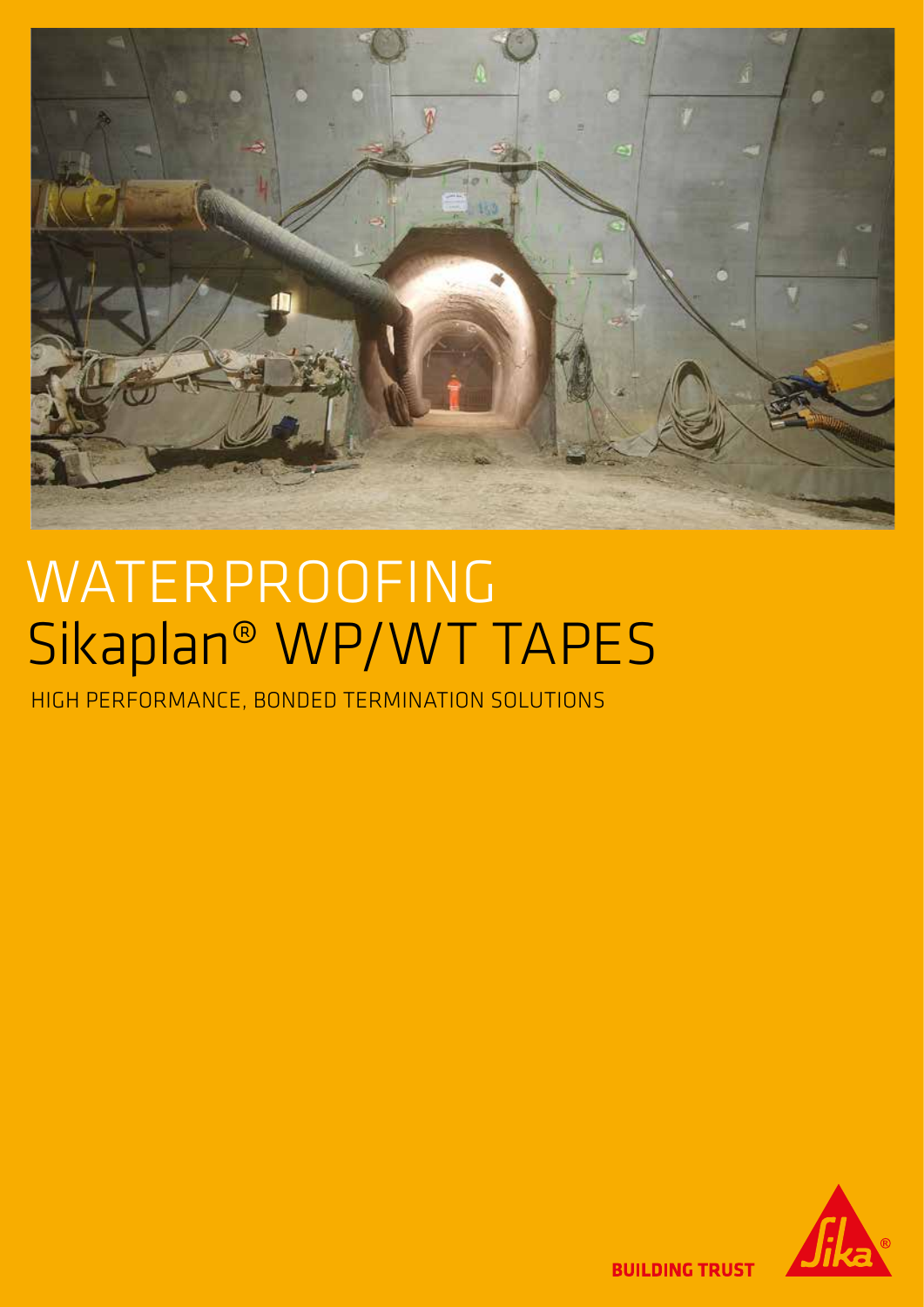# WATERPROOFING
# Sikaplan® WP/WT TAPES

HIGH PERFORMANCE, BONDED TERMINATION SOLUTIONS

BUILDING TRUST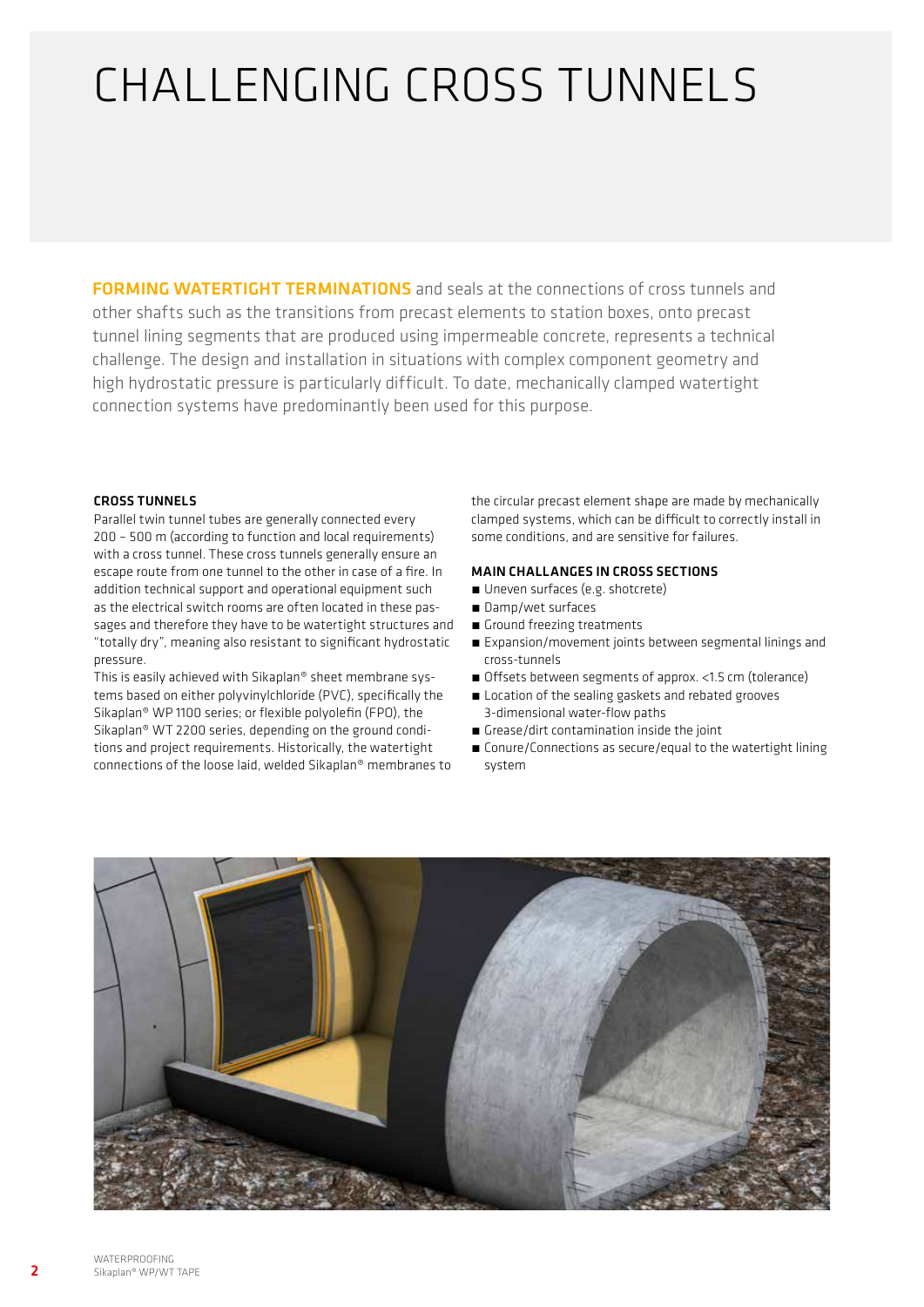# CHALLENGING CROSS TUNNELS

**FORMING WATERTIGHT TERMINATIONS** and seals at the connections of cross tunnels and other shafts such as the transitions from precast elements to station boxes, onto precast tunnel lining segments that are produced using impermeable concrete, represents a technical challenge. The design and installation in situations with complex component geometry and high hydrostatic pressure is particularly difficult. To date, mechanically clamped watertight connection systems have predominantly been used for this purpose.

### CROSS TUNNELS

Parallel twin tunnel tubes are generally connected every 200 – 500 m (according to function and local requirements) with a cross tunnel. These cross tunnels generally ensure an escape route from one tunnel to the other in case of a fire. In addition technical support and operational equipment such as the electrical switch rooms are often located in these passages and therefore they have to be watertight structures and "totally dry", meaning also resistant to significant hydrostatic pressure.

This is easily achieved with Sikaplan® sheet membrane systems based on either polyvinylchloride (PVC), specifically the Sikaplan® WP 1100 series; or flexible polyolefin (FPO), the Sikaplan® WT 2200 series, depending on the ground conditions and project requirements. Historically, the watertight connections of the loose laid, welded Sikaplan® membranes to the circular precast element shape are made by mechanically clamped systems, which can be difficult to correctly install in some conditions, and are sensitive for failures.

### MAIN CHALLANGES IN CROSS SECTIONS

- Uneven surfaces (e.g. shotcrete)
- Damp/wet surfaces
- Ground freezing treatments
- Expansion/movement joints between segmental linings and cross-tunnels
- Offsets between segments of approx. <1.5 cm (tolerance)
- Location of the sealing gaskets and rebated grooves 3-dimensional water-flow paths
- Grease/dirt contamination inside the joint
- Conure/Connections as secure/equal to the watertight lining system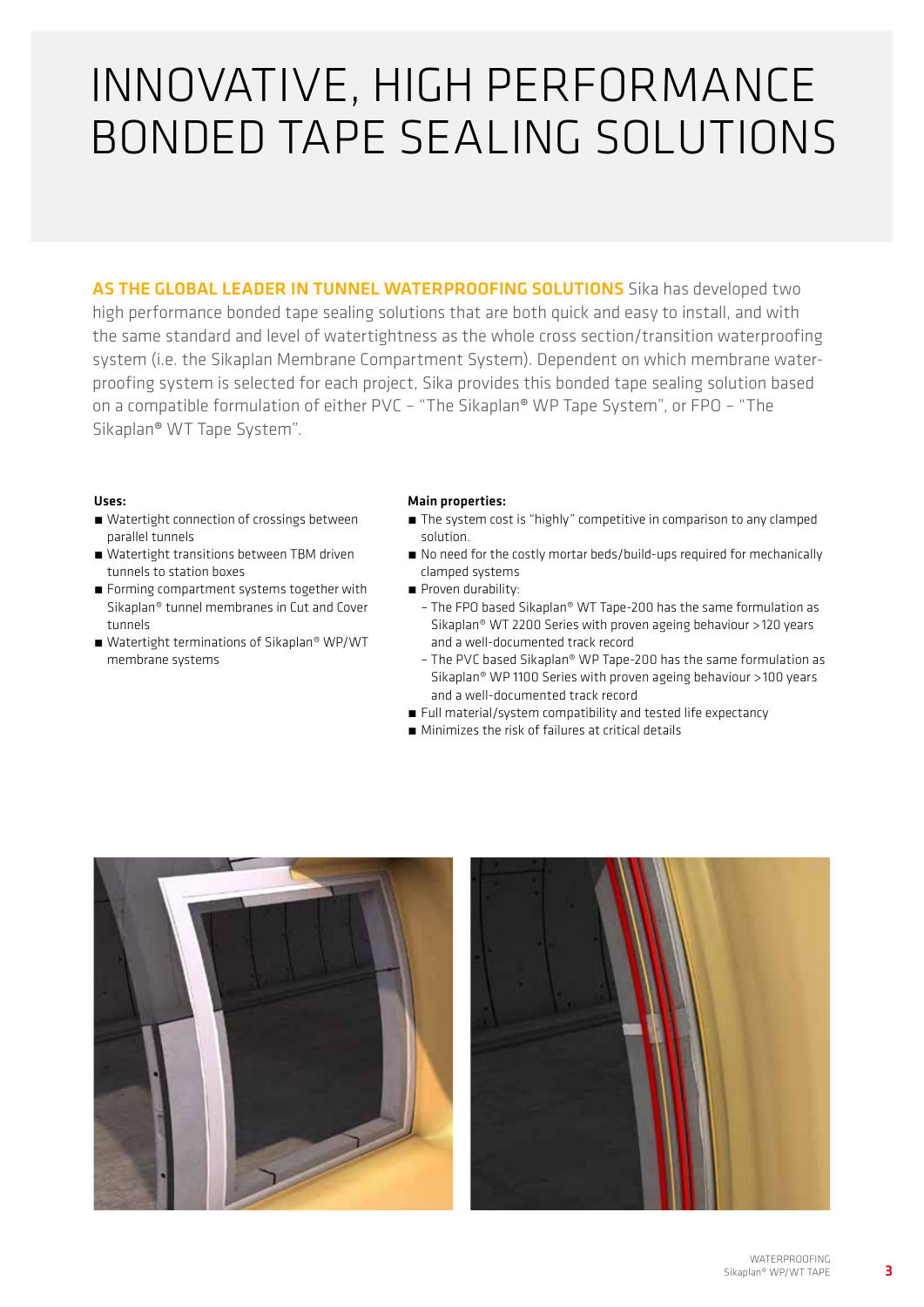# INNOVATIVE, HIGH PERFORMANCE BONDED TAPE SEALING SOLUTIONS

**AS THE GLOBAL LEADER IN TUNNEL WATERPROOFING SOLUTIONS** Sika has developed two high performance bonded tape sealing solutions that are both quick and easy to install, and with the same standard and level of watertightness as the whole cross section/transition waterproofing system (i.e. the Sikaplan Membrane Compartment System). Dependent on which membrane waterproofing system is selected for each project, Sika provides this bonded tape sealing solution based on a compatible formulation of either PVC – "The Sikaplan® WP Tape System", or FPO – "The Sikaplan® WT Tape System".

**Uses:**

- Watertight connection of crossings between parallel tunnels
- Watertight transitions between TBM driven tunnels to station boxes
- Forming compartment systems together with Sikaplan® tunnel membranes in Cut and Cover tunnels
- Watertight terminations of Sikaplan® WP/WT membrane systems

**Main properties:**

- The system cost is "highly" competitive in comparison to any clamped solution.
- No need for the costly mortar beds/build-ups required for mechanically clamped systems
- Proven durability:
  - The FPO based Sikaplan® WT Tape-200 has the same formulation as Sikaplan® WT 2200 Series with proven ageing behaviour >120 years and a well-documented track record
  - The PVC based Sikaplan® WP Tape-200 has the same formulation as Sikaplan® WP 1100 Series with proven ageing behaviour >100 years and a well-documented track record
- Full material/system compatibility and tested life expectancy
- Minimizes the risk of failures at critical details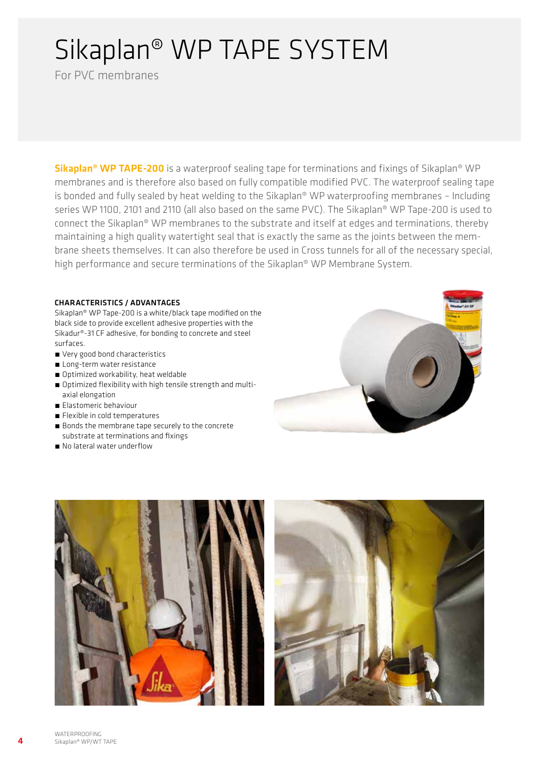# Sikaplan® WP TAPE SYSTEM

For PVC membranes

**Sikaplan® WP TAPE-200** is a waterproof sealing tape for terminations and fixings of Sikaplan® WP membranes and is therefore also based on fully compatible modified PVC. The waterproof sealing tape is bonded and fully sealed by heat welding to the Sikaplan® WP waterproofing membranes – Including series WP 1100, 2101 and 2110 (all also based on the same PVC). The Sikaplan® WP Tape-200 is used to connect the Sikaplan® WP membranes to the substrate and itself at edges and terminations, thereby maintaining a high quality watertight seal that is exactly the same as the joints between the membrane sheets themselves. It can also therefore be used in Cross tunnels for all of the necessary special, high performance and secure terminations of the Sikaplan® WP Membrane System.

#### CHARACTERISTICS / ADVANTAGES

Sikaplan® WP Tape-200 is a white/black tape modified on the black side to provide excellent adhesive properties with the Sikadur®-31 CF adhesive, for bonding to concrete and steel surfaces.

- Very good bond characteristics
- Long-term water resistance
- Optimized workability, heat weldable
- Optimized flexibility with high tensile strength and multi-axial elongation
- Elastomeric behaviour
- Flexible in cold temperatures
- Bonds the membrane tape securely to the concrete substrate at terminations and fixings
- No lateral water underflow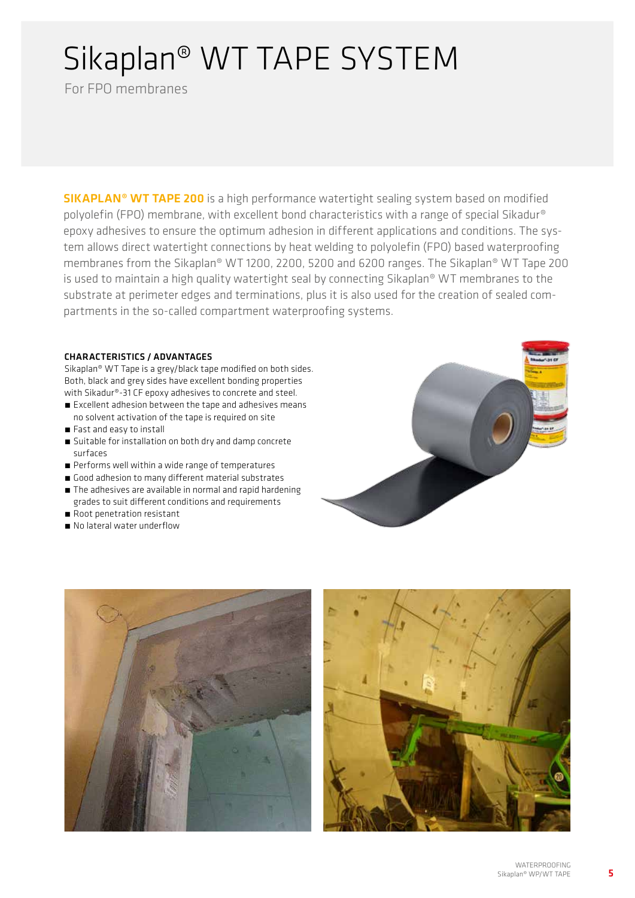# Sikaplan® WT TAPE SYSTEM

For FPO membranes

**SIKAPLAN® WT TAPE 200** is a high performance watertight sealing system based on modified polyolefin (FPO) membrane, with excellent bond characteristics with a range of special Sikadur® epoxy adhesives to ensure the optimum adhesion in different applications and conditions. The system allows direct watertight connections by heat welding to polyolefin (FPO) based waterproofing membranes from the Sikaplan® WT 1200, 2200, 5200 and 6200 ranges. The Sikaplan® WT Tape 200 is used to maintain a high quality watertight seal by connecting Sikaplan® WT membranes to the substrate at perimeter edges and terminations, plus it is also used for the creation of sealed compartments in the so-called compartment waterproofing systems.

#### CHARACTERISTICS / ADVANTAGES

Sikaplan® WT Tape is a grey/black tape modified on both sides. Both, black and grey sides have excellent bonding properties with Sikadur®-31 CF epoxy adhesives to concrete and steel.

- Excellent adhesion between the tape and adhesives means no solvent activation of the tape is required on site
- Fast and easy to install
- Suitable for installation on both dry and damp concrete surfaces
- Performs well within a wide range of temperatures
- Good adhesion to many different material substrates
- The adhesives are available in normal and rapid hardening grades to suit different conditions and requirements
- Root penetration resistant
- No lateral water underflow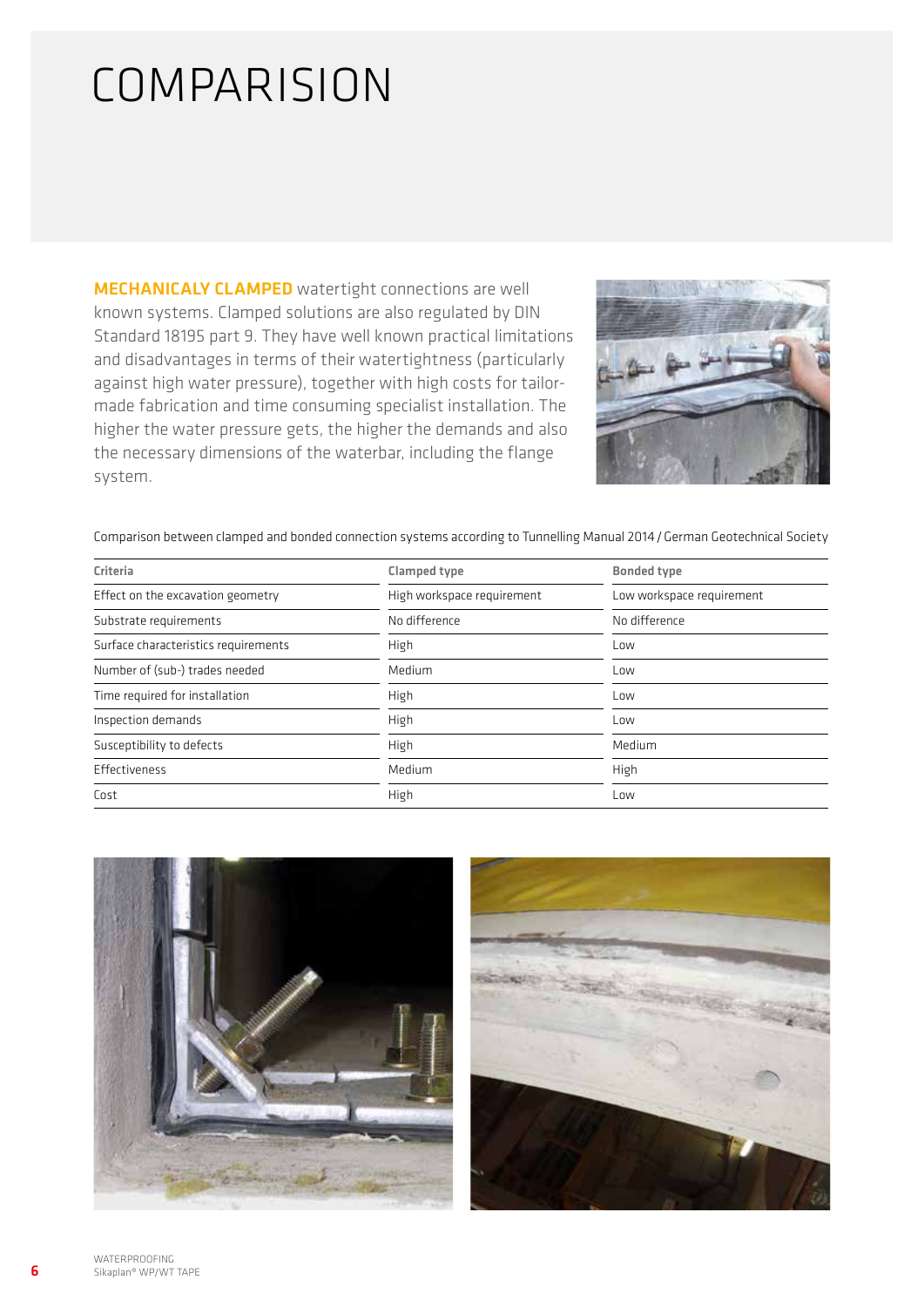# COMPARISION

**MECHANICALY CLAMPED** watertight connections are well known systems. Clamped solutions are also regulated by DIN Standard 18195 part 9. They have well known practical limitations and disadvantages in terms of their watertightness (particularly against high water pressure), together with high costs for tailor-made fabrication and time consuming specialist installation. The higher the water pressure gets, the higher the demands and also the necessary dimensions of the waterbar, including the flange system.

Comparison between clamped and bonded connection systems according to Tunnelling Manual 2014 / German Geotechnical Society

| Criteria | Clamped type | Bonded type |
|---|---|---|
| Effect on the excavation geometry | High workspace requirement | Low workspace requirement |
| Substrate requirements | No difference | No difference |
| Surface characteristics requirements | High | Low |
| Number of (sub-) trades needed | Medium | Low |
| Time required for installation | High | Low |
| Inspection demands | High | Low |
| Susceptibility to defects | High | Medium |
| Effectiveness | Medium | High |
| Cost | High | Low |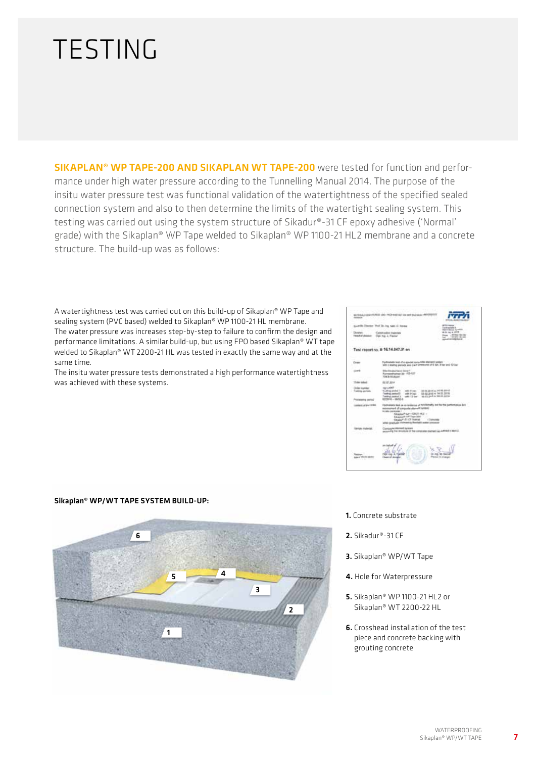# TESTING

**SIKAPLAN® WP TAPE-200 AND SIKAPLAN WT TAPE-200** were tested for function and performance under high water pressure according to the Tunnelling Manual 2014. The purpose of the insitu water pressure test was functional validation of the watertightness of the specified sealed connection system and also to then determine the limits of the watertight sealing system. This testing was carried out using the system structure of Sikadur®-31 CF epoxy adhesive ('Normal' grade) with the Sikaplan® WP Tape welded to Sikaplan® WP 1100-21 HL2 membrane and a concrete structure. The build-up was as follows:

A watertightness test was carried out on this build-up of Sikaplan® WP Tape and sealing system (PVC based) welded to Sikaplan® WP 1100-21 HL membrane. The water pressure was increases step-by-step to failure to confirm the design and performance limitations. A similar build-up, but using FPO based Sikaplan® WT tape welded to Sikaplan® WT 2200-21 HL was tested in exactly the same way and at the same time.
The insitu water pressure tests demonstrated a high performance watertightness was achieved with these systems.

**Sikaplan® WP/WT TAPE SYSTEM BUILD-UP:**

1. Concrete substrate
2. Sikadur®-31 CF
3. Sikaplan® WP/WT Tape
4. Hole for Waterpressure
5. Sikaplan® WP 1100-21 HL2 or Sikaplan® WT 2200-22 HL
6. Crosshead installation of the test piece and concrete backing with grouting concrete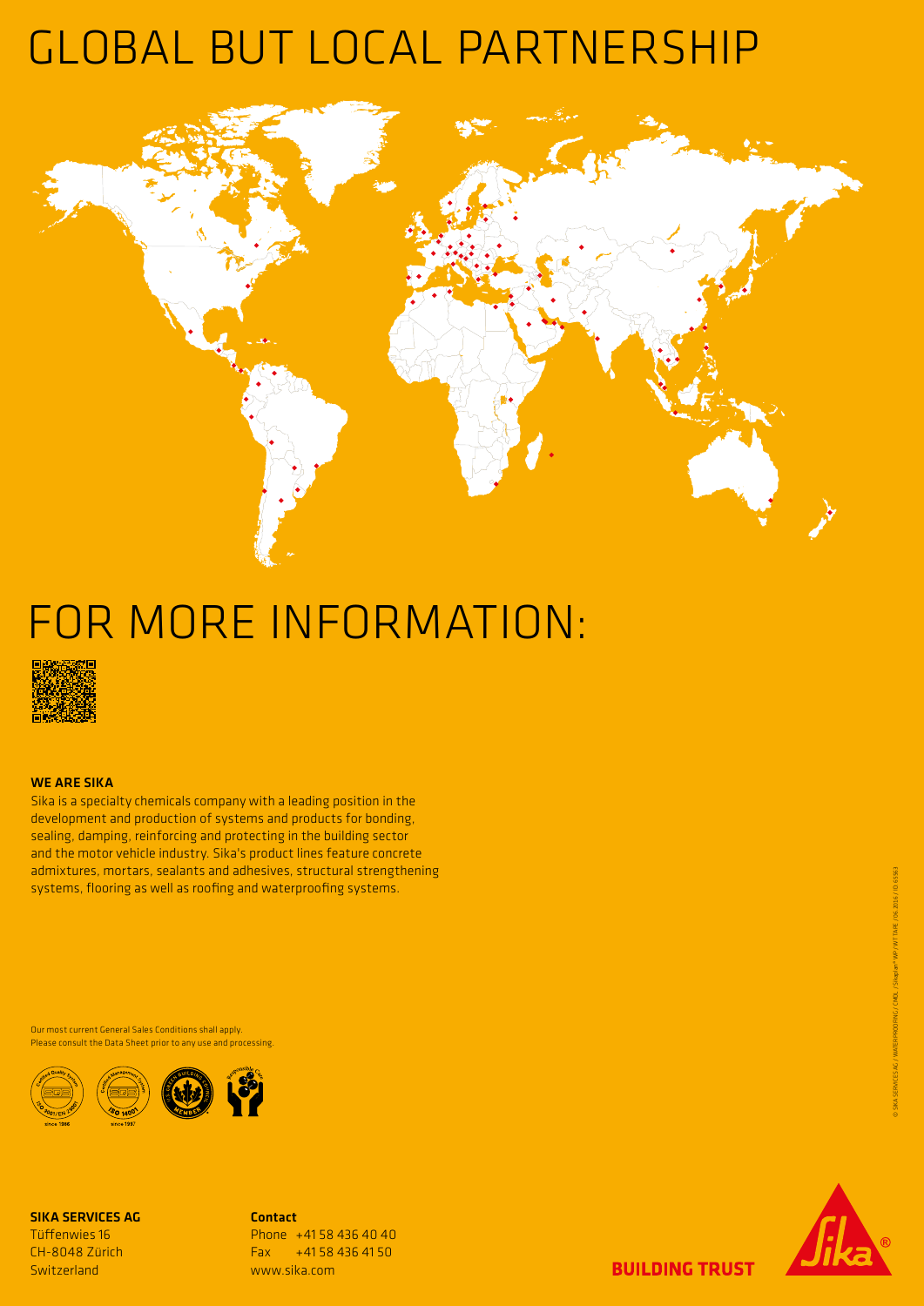# GLOBAL BUT LOCAL PARTNERSHIP

# FOR MORE INFORMATION:

**WE ARE SIKA**

Sika is a specialty chemicals company with a leading position in the development and production of systems and products for bonding, sealing, damping, reinforcing and protecting in the building sector and the motor vehicle industry. Sika's product lines feature concrete admixtures, mortars, sealants and adhesives, structural strengthening systems, flooring as well as roofing and waterproofing systems.

Our most current General Sales Conditions shall apply.
Please consult the Data Sheet prior to any use and processing.

**SIKA SERVICES AG**
Tüffenwies 16
CH-8048 Zürich
Switzerland

**Contact**
Phone +41 58 436 40 40
Fax +41 58 436 41 50
www.sika.com

**BUILDING TRUST**